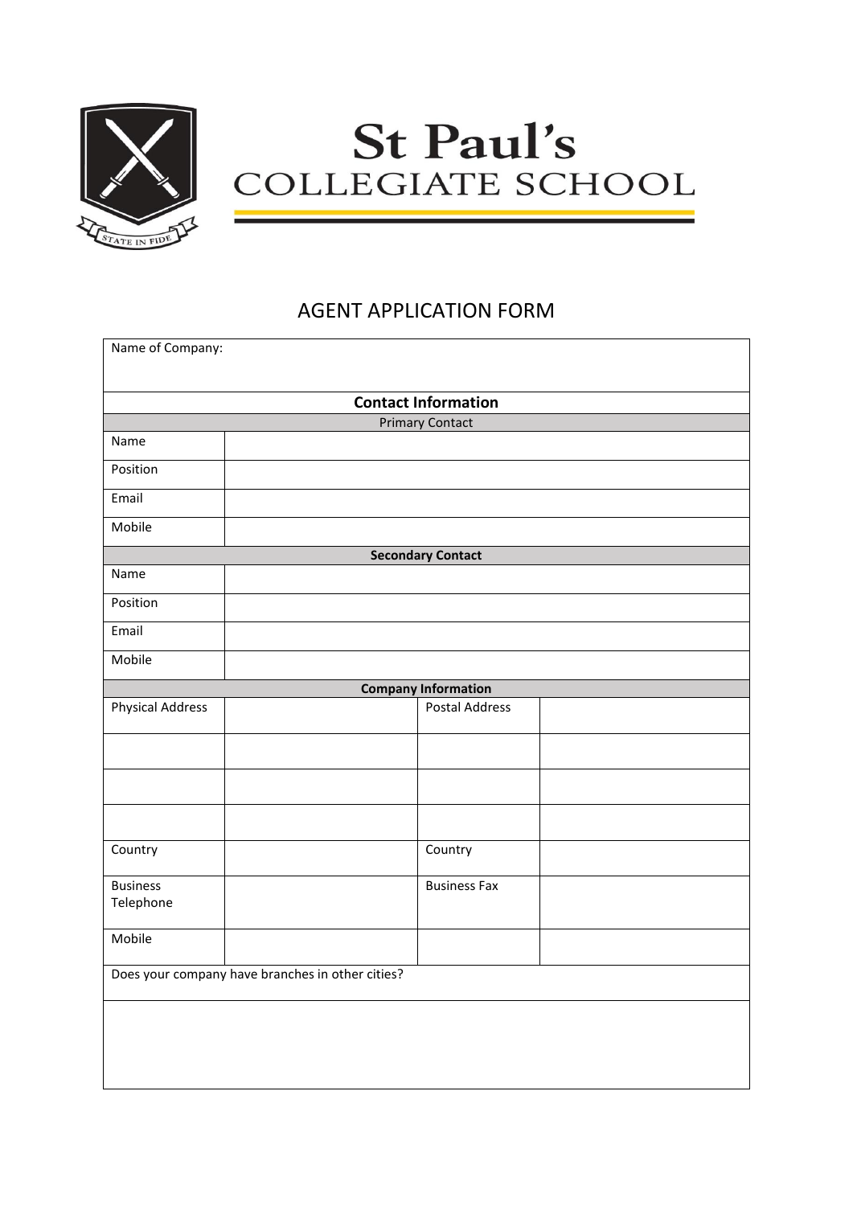# St Paul's COLLEGIATE SCHOOL

STATE IN FIDE

## AGENT APPLICATION FORM

| Name of Company: | | | |
|---|---|---|---|
| **Contact Information** | | | |
| Primary Contact | | | |
| Name | | | |
| Position | | | |
| Email | | | |
| Mobile | | | |
| **Secondary Contact** | | | |
| Name | | | |
| Position | | | |
| Email | | | |
| Mobile | | | |
| **Company Information** | | | |
| Physical Address | | Postal Address | |
| | | | |
| | | | |
| | | | |
| Country | | Country | |
| Business Telephone | | Business Fax | |
| Mobile | | | |
| Does your company have branches in other cities? | | | |
| | | | |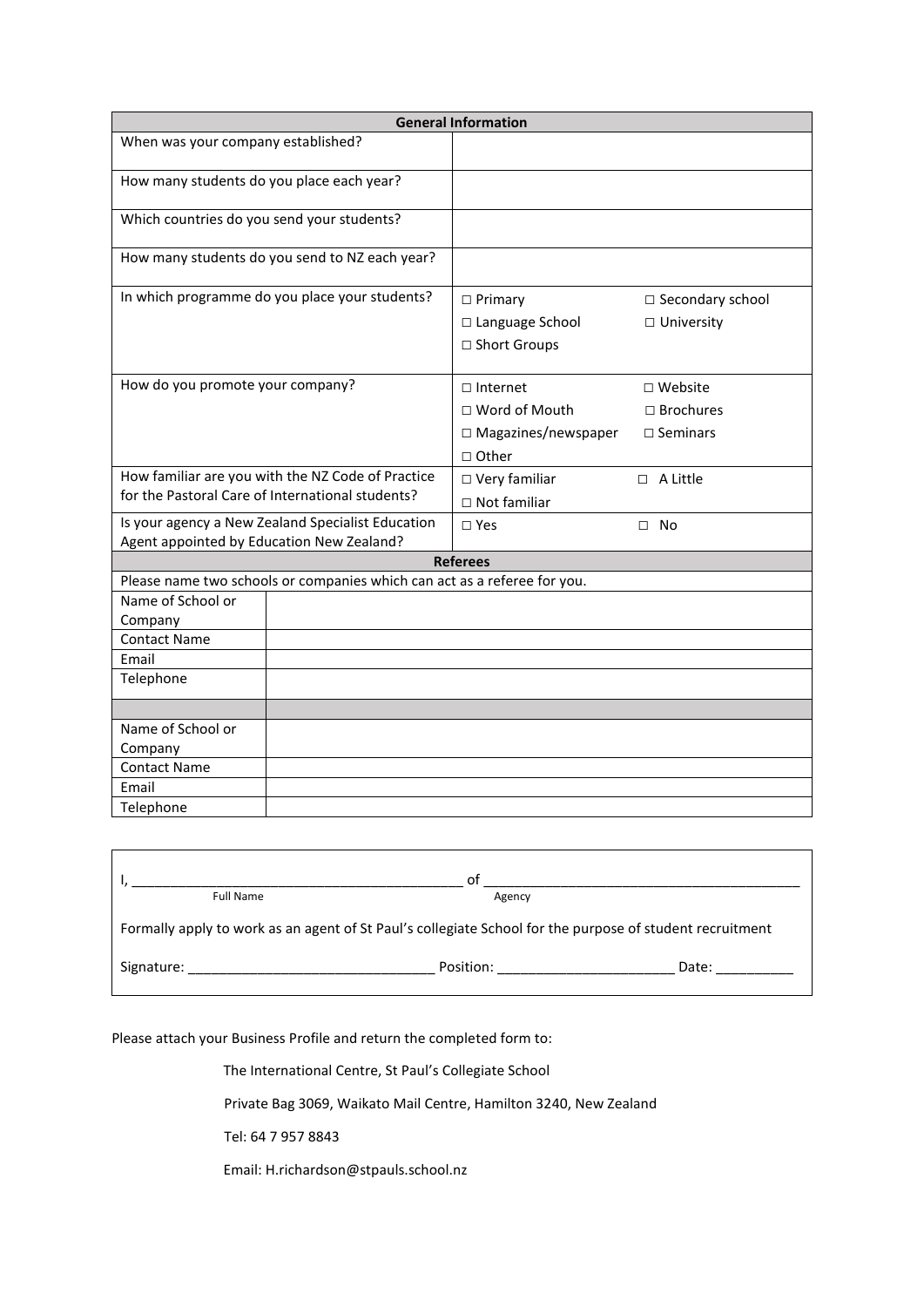| General Information | | |
|---|---|---|
| When was your company established? | | |
| How many students do you place each year? | | |
| Which countries do you send your students? | | |
| How many students do you send to NZ each year? | | |
| In which programme do you place your students? | □ Primary<br>□ Language School<br>□ Short Groups | □ Secondary school<br>□ University |
| How do you promote your company? | □ Internet<br>□ Word of Mouth<br>□ Magazines/newspaper<br>□ Other | □ Website<br>□ Brochures<br>□ Seminars |
| How familiar are you with the NZ Code of Practice for the Pastoral Care of International students? | □ Very familiar<br>□ Not familiar | □ A Little |
| Is your agency a New Zealand Specialist Education Agent appointed by Education New Zealand? | □ Yes | □ No |

| Referees | |
|---|---|
| Please name two schools or companies which can act as a referee for you. | |
| Name of School or Company | |
| Contact Name | |
| Email | |
| Telephone | |
| | |
| Name of School or Company | |
| Contact Name | |
| Email | |
| Telephone | |

I, ____________________________________________ of ____________________________________________
Full Name Agency

Formally apply to work as an agent of St Paul's collegiate School for the purpose of student recruitment

Signature: ________________________________ Position: _______________________ Date: __________

Please attach your Business Profile and return the completed form to:

The International Centre, St Paul's Collegiate School

Private Bag 3069, Waikato Mail Centre, Hamilton 3240, New Zealand

Tel: 64 7 957 8843

Email: H.richardson@stpauls.school.nz